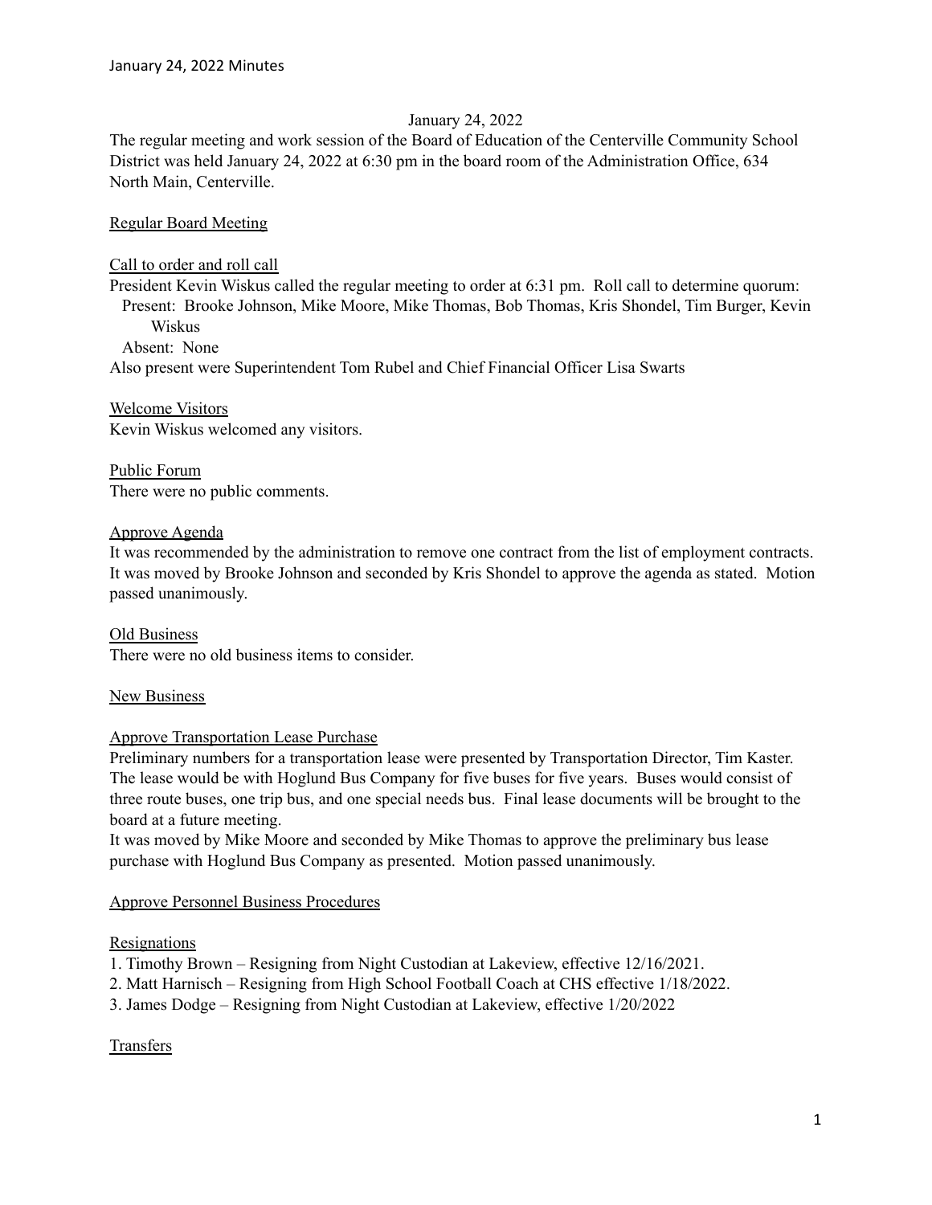January 24, 2022

The regular meeting and work session of the Board of Education of the Centerville Community School District was held January 24, 2022 at 6:30 pm in the board room of the Administration Office, 634 North Main, Centerville.

## Regular Board Meeting

### Call to order and roll call

President Kevin Wiskus called the regular meeting to order at 6:31 pm. Roll call to determine quorum:

Present: Brooke Johnson, Mike Moore, Mike Thomas, Bob Thomas, Kris Shondel, Tim Burger, Kevin Wiskus

Absent: None

Also present were Superintendent Tom Rubel and Chief Financial Officer Lisa Swarts

### Welcome Visitors

Kevin Wiskus welcomed any visitors.

### Public Forum

There were no public comments.

### Approve Agenda

It was recommended by the administration to remove one contract from the list of employment contracts. It was moved by Brooke Johnson and seconded by Kris Shondel to approve the agenda as stated. Motion passed unanimously.

### Old Business

There were no old business items to consider.

### New Business

### Approve Transportation Lease Purchase

Preliminary numbers for a transportation lease were presented by Transportation Director, Tim Kaster. The lease would be with Hoglund Bus Company for five buses for five years. Buses would consist of three route buses, one trip bus, and one special needs bus. Final lease documents will be brought to the board at a future meeting.

It was moved by Mike Moore and seconded by Mike Thomas to approve the preliminary bus lease purchase with Hoglund Bus Company as presented. Motion passed unanimously.

### Approve Personnel Business Procedures

#### Resignations

1. Timothy Brown – Resigning from Night Custodian at Lakeview, effective 12/16/2021.
2. Matt Harnisch – Resigning from High School Football Coach at CHS effective 1/18/2022.
3. James Dodge – Resigning from Night Custodian at Lakeview, effective 1/20/2022

#### Transfers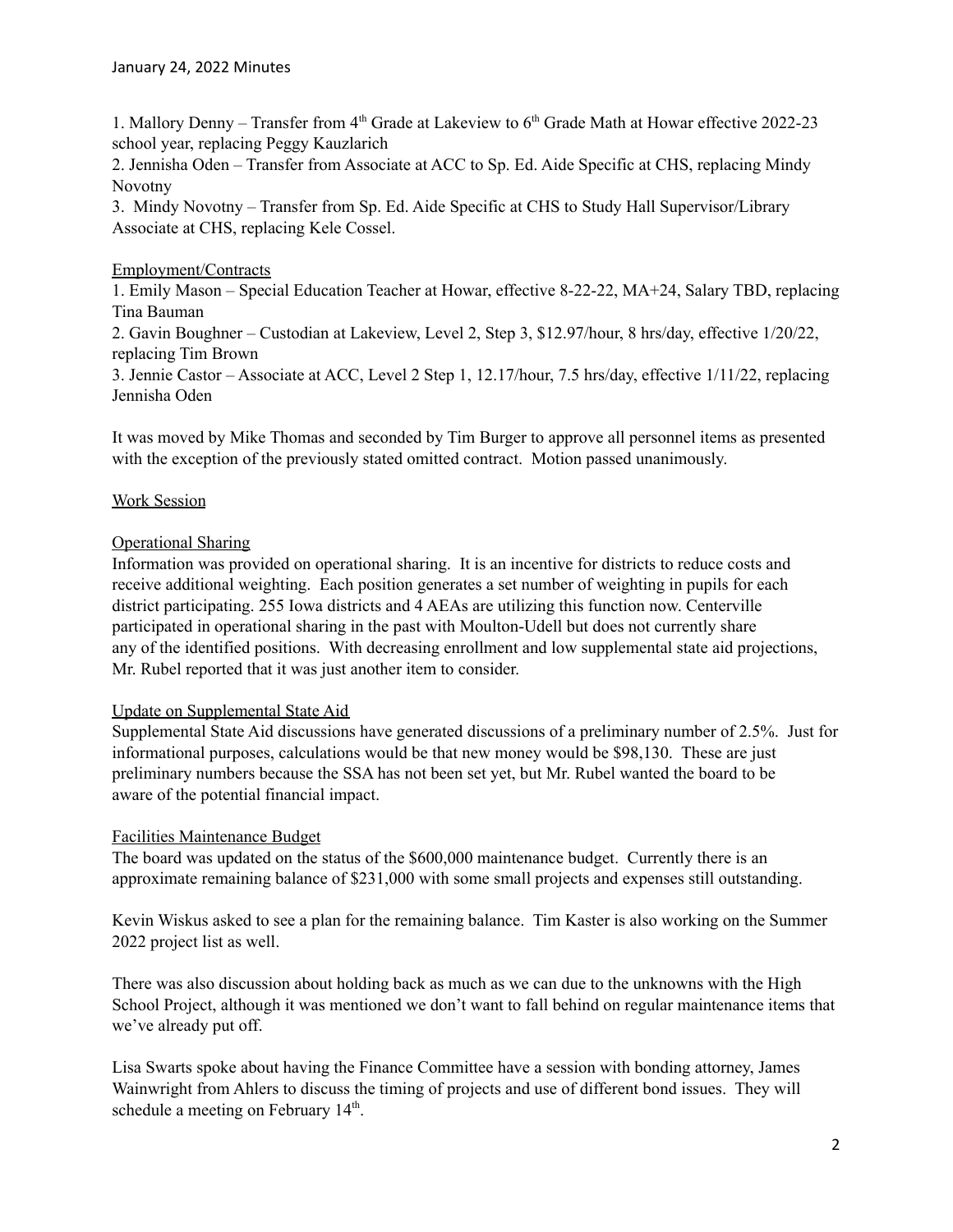1. Mallory Denny – Transfer from 4th Grade at Lakeview to 6th Grade Math at Howar effective 2022-23 school year, replacing Peggy Kauzlarich
2. Jennisha Oden – Transfer from Associate at ACC to Sp. Ed. Aide Specific at CHS, replacing Mindy Novotny
3. Mindy Novotny – Transfer from Sp. Ed. Aide Specific at CHS to Study Hall Supervisor/Library Associate at CHS, replacing Kele Cossel.

Employment/Contracts

1. Emily Mason – Special Education Teacher at Howar, effective 8-22-22, MA+24, Salary TBD, replacing Tina Bauman
2. Gavin Boughner – Custodian at Lakeview, Level 2, Step 3, $12.97/hour, 8 hrs/day, effective 1/20/22, replacing Tim Brown
3. Jennie Castor – Associate at ACC, Level 2 Step 1, 12.17/hour, 7.5 hrs/day, effective 1/11/22, replacing Jennisha Oden

It was moved by Mike Thomas and seconded by Tim Burger to approve all personnel items as presented with the exception of the previously stated omitted contract. Motion passed unanimously.

Work Session

Operational Sharing

Information was provided on operational sharing. It is an incentive for districts to reduce costs and receive additional weighting. Each position generates a set number of weighting in pupils for each district participating. 255 Iowa districts and 4 AEAs are utilizing this function now. Centerville participated in operational sharing in the past with Moulton-Udell but does not currently share any of the identified positions. With decreasing enrollment and low supplemental state aid projections, Mr. Rubel reported that it was just another item to consider.

Update on Supplemental State Aid

Supplemental State Aid discussions have generated discussions of a preliminary number of 2.5%. Just for informational purposes, calculations would be that new money would be $98,130. These are just preliminary numbers because the SSA has not been set yet, but Mr. Rubel wanted the board to be aware of the potential financial impact.

Facilities Maintenance Budget

The board was updated on the status of the $600,000 maintenance budget. Currently there is an approximate remaining balance of $231,000 with some small projects and expenses still outstanding.

Kevin Wiskus asked to see a plan for the remaining balance. Tim Kaster is also working on the Summer 2022 project list as well.

There was also discussion about holding back as much as we can due to the unknowns with the High School Project, although it was mentioned we don't want to fall behind on regular maintenance items that we've already put off.

Lisa Swarts spoke about having the Finance Committee have a session with bonding attorney, James Wainwright from Ahlers to discuss the timing of projects and use of different bond issues. They will schedule a meeting on February 14th.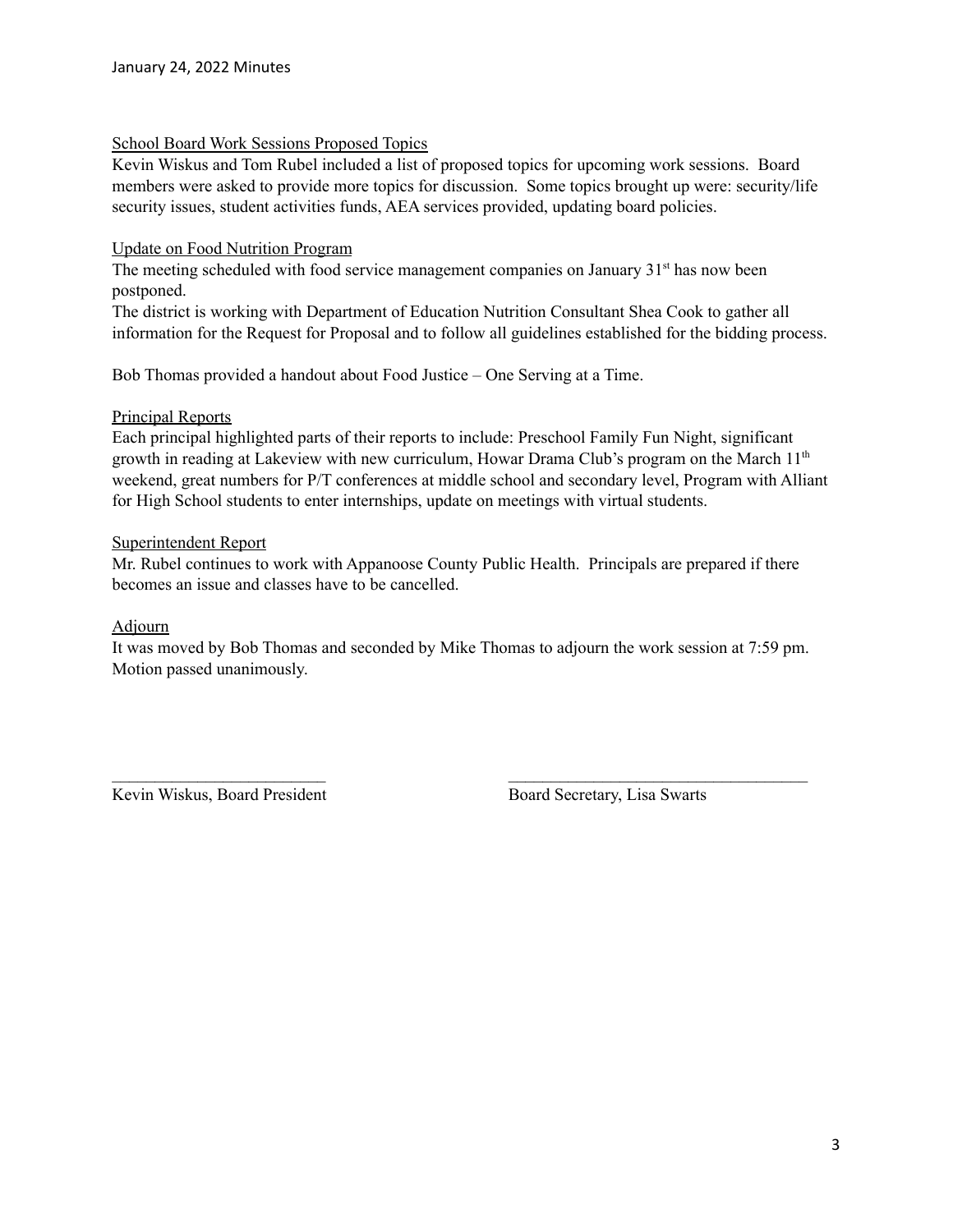January 24, 2022 Minutes

School Board Work Sessions Proposed Topics

Kevin Wiskus and Tom Rubel included a list of proposed topics for upcoming work sessions. Board members were asked to provide more topics for discussion. Some topics brought up were: security/life security issues, student activities funds, AEA services provided, updating board policies.

Update on Food Nutrition Program

The meeting scheduled with food service management companies on January 31st has now been postponed.

The district is working with Department of Education Nutrition Consultant Shea Cook to gather all information for the Request for Proposal and to follow all guidelines established for the bidding process.

Bob Thomas provided a handout about Food Justice – One Serving at a Time.

Principal Reports

Each principal highlighted parts of their reports to include: Preschool Family Fun Night, significant growth in reading at Lakeview with new curriculum, Howar Drama Club's program on the March 11th weekend, great numbers for P/T conferences at middle school and secondary level, Program with Alliant for High School students to enter internships, update on meetings with virtual students.

Superintendent Report

Mr. Rubel continues to work with Appanoose County Public Health. Principals are prepared if there becomes an issue and classes have to be cancelled.

Adjourn

It was moved by Bob Thomas and seconded by Mike Thomas to adjourn the work session at 7:59 pm. Motion passed unanimously.

_________________________ _________________________

Kevin Wiskus, Board President Board Secretary, Lisa Swarts